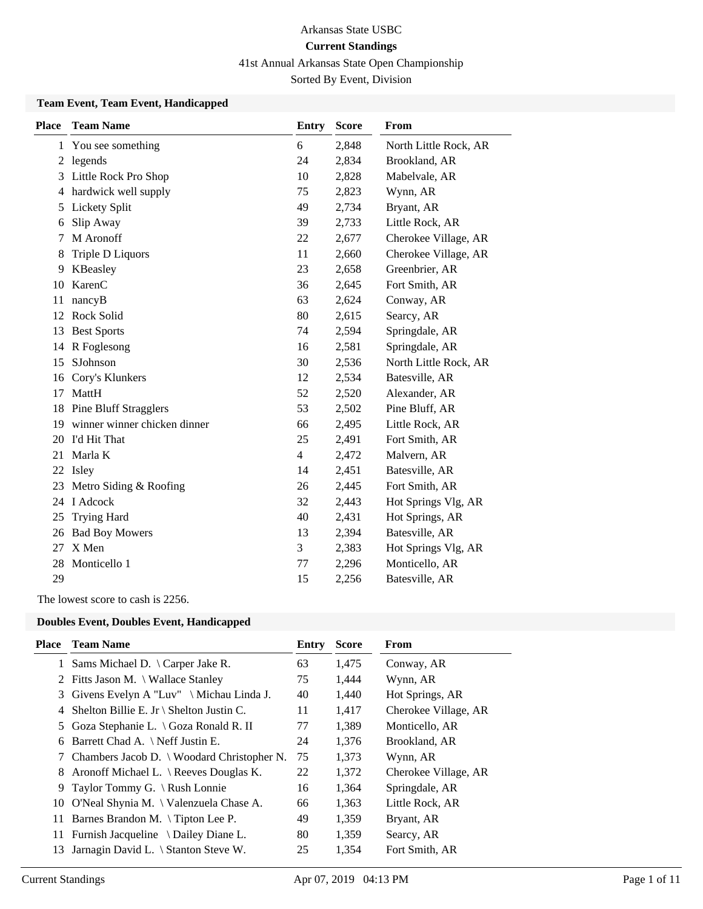# Arkansas State USBC

## Current Standings

41st Annual Arkansas State Open Championship

Sorted By Event, Division

### Team Event, Team Event, Handicapped

| Place | Team Name | Entry | Score | From |
|---|---|---|---|---|
| 1 | You see something | 6 | 2,848 | North Little Rock, AR |
| 2 | legends | 24 | 2,834 | Brookland, AR |
| 3 | Little Rock Pro Shop | 10 | 2,828 | Mabelvale, AR |
| 4 | hardwick well supply | 75 | 2,823 | Wynn, AR |
| 5 | Lickety Split | 49 | 2,734 | Bryant, AR |
| 6 | Slip Away | 39 | 2,733 | Little Rock, AR |
| 7 | M Aronoff | 22 | 2,677 | Cherokee Village, AR |
| 8 | Triple D Liquors | 11 | 2,660 | Cherokee Village, AR |
| 9 | KBeasley | 23 | 2,658 | Greenbrier, AR |
| 10 | KarenC | 36 | 2,645 | Fort Smith, AR |
| 11 | nancyB | 63 | 2,624 | Conway, AR |
| 12 | Rock Solid | 80 | 2,615 | Searcy, AR |
| 13 | Best Sports | 74 | 2,594 | Springdale, AR |
| 14 | R Foglesong | 16 | 2,581 | Springdale, AR |
| 15 | SJohnson | 30 | 2,536 | North Little Rock, AR |
| 16 | Cory's Klunkers | 12 | 2,534 | Batesville, AR |
| 17 | MattH | 52 | 2,520 | Alexander, AR |
| 18 | Pine Bluff Stragglers | 53 | 2,502 | Pine Bluff, AR |
| 19 | winner winner chicken dinner | 66 | 2,495 | Little Rock, AR |
| 20 | I'd Hit That | 25 | 2,491 | Fort Smith, AR |
| 21 | Marla K | 4 | 2,472 | Malvern, AR |
| 22 | Isley | 14 | 2,451 | Batesville, AR |
| 23 | Metro Siding & Roofing | 26 | 2,445 | Fort Smith, AR |
| 24 | I Adcock | 32 | 2,443 | Hot Springs Vlg, AR |
| 25 | Trying Hard | 40 | 2,431 | Hot Springs, AR |
| 26 | Bad Boy Mowers | 13 | 2,394 | Batesville, AR |
| 27 | X Men | 3 | 2,383 | Hot Springs Vlg, AR |
| 28 | Monticello 1 | 77 | 2,296 | Monticello, AR |
| 29 | | 15 | 2,256 | Batesville, AR |

The lowest score to cash is 2256.

### Doubles Event, Doubles Event, Handicapped

| Place | Team Name | Entry | Score | From |
|---|---|---|---|---|
| 1 | Sams Michael D. \ Carper Jake R. | 63 | 1,475 | Conway, AR |
| 2 | Fitts Jason M. \ Wallace Stanley | 75 | 1,444 | Wynn, AR |
| 3 | Givens Evelyn A "Luv" \ Michau Linda J. | 40 | 1,440 | Hot Springs, AR |
| 4 | Shelton Billie E. Jr \ Shelton Justin C. | 11 | 1,417 | Cherokee Village, AR |
| 5 | Goza Stephanie L. \ Goza Ronald R. II | 77 | 1,389 | Monticello, AR |
| 6 | Barrett Chad A. \ Neff Justin E. | 24 | 1,376 | Brookland, AR |
| 7 | Chambers Jacob D. \ Woodard Christopher N. | 75 | 1,373 | Wynn, AR |
| 8 | Aronoff Michael L. \ Reeves Douglas K. | 22 | 1,372 | Cherokee Village, AR |
| 9 | Taylor Tommy G. \ Rush Lonnie | 16 | 1,364 | Springdale, AR |
| 10 | O'Neal Shynia M. \ Valenzuela Chase A. | 66 | 1,363 | Little Rock, AR |
| 11 | Barnes Brandon M. \ Tipton Lee P. | 49 | 1,359 | Bryant, AR |
| 11 | Furnish Jacqueline \ Dailey Diane L. | 80 | 1,359 | Searcy, AR |
| 13 | Jarnagin David L. \ Stanton Steve W. | 25 | 1,354 | Fort Smith, AR |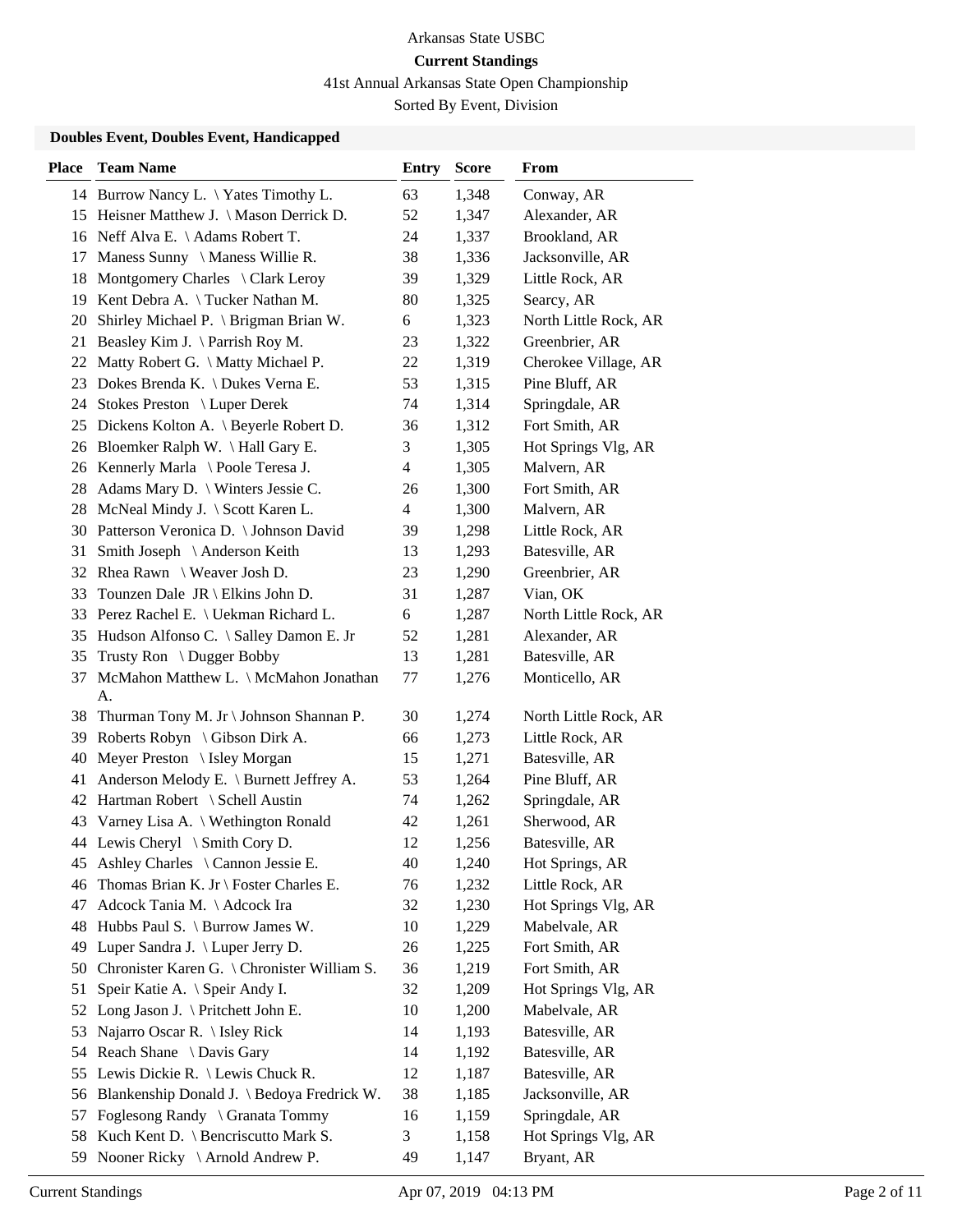Arkansas State USBC

**Current Standings**

41st Annual Arkansas State Open Championship

Sorted By Event, Division

### Doubles Event, Doubles Event, Handicapped

| Place | Team Name | Entry | Score | From |
|---|---|---|---|---|
| 14 | Burrow Nancy L. \ Yates Timothy L. | 63 | 1,348 | Conway, AR |
| 15 | Heisner Matthew J. \ Mason Derrick D. | 52 | 1,347 | Alexander, AR |
| 16 | Neff Alva E. \ Adams Robert T. | 24 | 1,337 | Brookland, AR |
| 17 | Maness Sunny \ Maness Willie R. | 38 | 1,336 | Jacksonville, AR |
| 18 | Montgomery Charles \ Clark Leroy | 39 | 1,329 | Little Rock, AR |
| 19 | Kent Debra A. \ Tucker Nathan M. | 80 | 1,325 | Searcy, AR |
| 20 | Shirley Michael P. \ Brigman Brian W. | 6 | 1,323 | North Little Rock, AR |
| 21 | Beasley Kim J. \ Parrish Roy M. | 23 | 1,322 | Greenbrier, AR |
| 22 | Matty Robert G. \ Matty Michael P. | 22 | 1,319 | Cherokee Village, AR |
| 23 | Dokes Brenda K. \ Dukes Verna E. | 53 | 1,315 | Pine Bluff, AR |
| 24 | Stokes Preston \ Luper Derek | 74 | 1,314 | Springdale, AR |
| 25 | Dickens Kolton A. \ Beyerle Robert D. | 36 | 1,312 | Fort Smith, AR |
| 26 | Bloemker Ralph W. \ Hall Gary E. | 3 | 1,305 | Hot Springs Vlg, AR |
| 26 | Kennerly Marla \ Poole Teresa J. | 4 | 1,305 | Malvern, AR |
| 28 | Adams Mary D. \ Winters Jessie C. | 26 | 1,300 | Fort Smith, AR |
| 28 | McNeal Mindy J. \ Scott Karen L. | 4 | 1,300 | Malvern, AR |
| 30 | Patterson Veronica D. \ Johnson David | 39 | 1,298 | Little Rock, AR |
| 31 | Smith Joseph \ Anderson Keith | 13 | 1,293 | Batesville, AR |
| 32 | Rhea Rawn \ Weaver Josh D. | 23 | 1,290 | Greenbrier, AR |
| 33 | Tounzen Dale JR \ Elkins John D. | 31 | 1,287 | Vian, OK |
| 33 | Perez Rachel E. \ Uekman Richard L. | 6 | 1,287 | North Little Rock, AR |
| 35 | Hudson Alfonso C. \ Salley Damon E. Jr | 52 | 1,281 | Alexander, AR |
| 35 | Trusty Ron \ Dugger Bobby | 13 | 1,281 | Batesville, AR |
| 37 | McMahon Matthew L. \ McMahon Jonathan A. | 77 | 1,276 | Monticello, AR |
| 38 | Thurman Tony M. Jr \ Johnson Shannan P. | 30 | 1,274 | North Little Rock, AR |
| 39 | Roberts Robyn \ Gibson Dirk A. | 66 | 1,273 | Little Rock, AR |
| 40 | Meyer Preston \ Isley Morgan | 15 | 1,271 | Batesville, AR |
| 41 | Anderson Melody E. \ Burnett Jeffrey A. | 53 | 1,264 | Pine Bluff, AR |
| 42 | Hartman Robert \ Schell Austin | 74 | 1,262 | Springdale, AR |
| 43 | Varney Lisa A. \ Wethington Ronald | 42 | 1,261 | Sherwood, AR |
| 44 | Lewis Cheryl \ Smith Cory D. | 12 | 1,256 | Batesville, AR |
| 45 | Ashley Charles \ Cannon Jessie E. | 40 | 1,240 | Hot Springs, AR |
| 46 | Thomas Brian K. Jr \ Foster Charles E. | 76 | 1,232 | Little Rock, AR |
| 47 | Adcock Tania M. \ Adcock Ira | 32 | 1,230 | Hot Springs Vlg, AR |
| 48 | Hubbs Paul S. \ Burrow James W. | 10 | 1,229 | Mabelvale, AR |
| 49 | Luper Sandra J. \ Luper Jerry D. | 26 | 1,225 | Fort Smith, AR |
| 50 | Chronister Karen G. \ Chronister William S. | 36 | 1,219 | Fort Smith, AR |
| 51 | Speir Katie A. \ Speir Andy I. | 32 | 1,209 | Hot Springs Vlg, AR |
| 52 | Long Jason J. \ Pritchett John E. | 10 | 1,200 | Mabelvale, AR |
| 53 | Najarro Oscar R. \ Isley Rick | 14 | 1,193 | Batesville, AR |
| 54 | Reach Shane \ Davis Gary | 14 | 1,192 | Batesville, AR |
| 55 | Lewis Dickie R. \ Lewis Chuck R. | 12 | 1,187 | Batesville, AR |
| 56 | Blankenship Donald J. \ Bedoya Fredrick W. | 38 | 1,185 | Jacksonville, AR |
| 57 | Foglesong Randy \ Granata Tommy | 16 | 1,159 | Springdale, AR |
| 58 | Kuch Kent D. \ Bencriscutto Mark S. | 3 | 1,158 | Hot Springs Vlg, AR |
| 59 | Nooner Ricky \ Arnold Andrew P. | 49 | 1,147 | Bryant, AR |

Current Standings    Apr 07, 2019 04:13 PM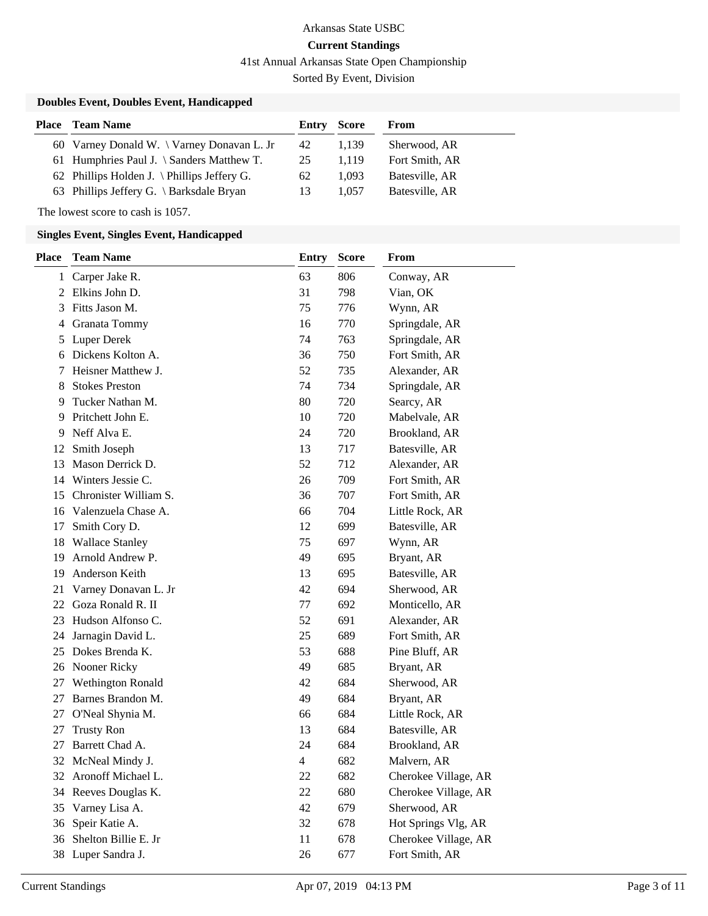Arkansas State USBC

**Current Standings**

41st Annual Arkansas State Open Championship

Sorted By Event, Division

### Doubles Event, Doubles Event, Handicapped

| Place | Team Name | Entry | Score | From |
|---|---|---|---|---|
| 60 | Varney Donald W. \ Varney Donavan L. Jr | 42 | 1,139 | Sherwood, AR |
| 61 | Humphries Paul J. \ Sanders Matthew T. | 25 | 1,119 | Fort Smith, AR |
| 62 | Phillips Holden J. \ Phillips Jeffery G. | 62 | 1,093 | Batesville, AR |
| 63 | Phillips Jeffery G. \ Barksdale Bryan | 13 | 1,057 | Batesville, AR |

The lowest score to cash is 1057.

### Singles Event, Singles Event, Handicapped

| Place | Team Name | Entry | Score | From |
|---|---|---|---|---|
| 1 | Carper Jake R. | 63 | 806 | Conway, AR |
| 2 | Elkins John D. | 31 | 798 | Vian, OK |
| 3 | Fitts Jason M. | 75 | 776 | Wynn, AR |
| 4 | Granata Tommy | 16 | 770 | Springdale, AR |
| 5 | Luper Derek | 74 | 763 | Springdale, AR |
| 6 | Dickens Kolton A. | 36 | 750 | Fort Smith, AR |
| 7 | Heisner Matthew J. | 52 | 735 | Alexander, AR |
| 8 | Stokes Preston | 74 | 734 | Springdale, AR |
| 9 | Tucker Nathan M. | 80 | 720 | Searcy, AR |
| 9 | Pritchett John E. | 10 | 720 | Mabelvale, AR |
| 9 | Neff Alva E. | 24 | 720 | Brookland, AR |
| 12 | Smith Joseph | 13 | 717 | Batesville, AR |
| 13 | Mason Derrick D. | 52 | 712 | Alexander, AR |
| 14 | Winters Jessie C. | 26 | 709 | Fort Smith, AR |
| 15 | Chronister William S. | 36 | 707 | Fort Smith, AR |
| 16 | Valenzuela Chase A. | 66 | 704 | Little Rock, AR |
| 17 | Smith Cory D. | 12 | 699 | Batesville, AR |
| 18 | Wallace Stanley | 75 | 697 | Wynn, AR |
| 19 | Arnold Andrew P. | 49 | 695 | Bryant, AR |
| 19 | Anderson Keith | 13 | 695 | Batesville, AR |
| 21 | Varney Donavan L. Jr | 42 | 694 | Sherwood, AR |
| 22 | Goza Ronald R. II | 77 | 692 | Monticello, AR |
| 23 | Hudson Alfonso C. | 52 | 691 | Alexander, AR |
| 24 | Jarnagin David L. | 25 | 689 | Fort Smith, AR |
| 25 | Dokes Brenda K. | 53 | 688 | Pine Bluff, AR |
| 26 | Nooner Ricky | 49 | 685 | Bryant, AR |
| 27 | Wethington Ronald | 42 | 684 | Sherwood, AR |
| 27 | Barnes Brandon M. | 49 | 684 | Bryant, AR |
| 27 | O'Neal Shynia M. | 66 | 684 | Little Rock, AR |
| 27 | Trusty Ron | 13 | 684 | Batesville, AR |
| 27 | Barrett Chad A. | 24 | 684 | Brookland, AR |
| 32 | McNeal Mindy J. | 4 | 682 | Malvern, AR |
| 32 | Aronoff Michael L. | 22 | 682 | Cherokee Village, AR |
| 34 | Reeves Douglas K. | 22 | 680 | Cherokee Village, AR |
| 35 | Varney Lisa A. | 42 | 679 | Sherwood, AR |
| 36 | Speir Katie A. | 32 | 678 | Hot Springs Vlg, AR |
| 36 | Shelton Billie E. Jr | 11 | 678 | Cherokee Village, AR |
| 38 | Luper Sandra J. | 26 | 677 | Fort Smith, AR |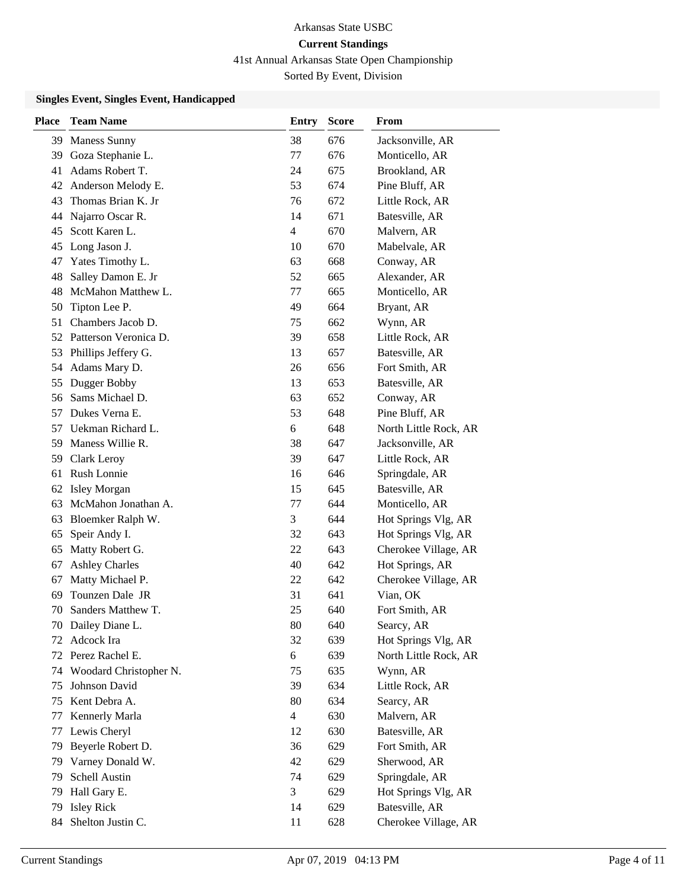Arkansas State USBC

**Current Standings**

41st Annual Arkansas State Open Championship

Sorted By Event, Division

### Singles Event, Singles Event, Handicapped

| Place | Team Name | Entry | Score | From |
|---|---|---|---|---|
| 39 | Maness Sunny | 38 | 676 | Jacksonville, AR |
| 39 | Goza Stephanie L. | 77 | 676 | Monticello, AR |
| 41 | Adams Robert T. | 24 | 675 | Brookland, AR |
| 42 | Anderson Melody E. | 53 | 674 | Pine Bluff, AR |
| 43 | Thomas Brian K. Jr | 76 | 672 | Little Rock, AR |
| 44 | Najarro Oscar R. | 14 | 671 | Batesville, AR |
| 45 | Scott Karen L. | 4 | 670 | Malvern, AR |
| 45 | Long Jason J. | 10 | 670 | Mabelvale, AR |
| 47 | Yates Timothy L. | 63 | 668 | Conway, AR |
| 48 | Salley Damon E. Jr | 52 | 665 | Alexander, AR |
| 48 | McMahon Matthew L. | 77 | 665 | Monticello, AR |
| 50 | Tipton Lee P. | 49 | 664 | Bryant, AR |
| 51 | Chambers Jacob D. | 75 | 662 | Wynn, AR |
| 52 | Patterson Veronica D. | 39 | 658 | Little Rock, AR |
| 53 | Phillips Jeffery G. | 13 | 657 | Batesville, AR |
| 54 | Adams Mary D. | 26 | 656 | Fort Smith, AR |
| 55 | Dugger Bobby | 13 | 653 | Batesville, AR |
| 56 | Sams Michael D. | 63 | 652 | Conway, AR |
| 57 | Dukes Verna E. | 53 | 648 | Pine Bluff, AR |
| 57 | Uekman Richard L. | 6 | 648 | North Little Rock, AR |
| 59 | Maness Willie R. | 38 | 647 | Jacksonville, AR |
| 59 | Clark Leroy | 39 | 647 | Little Rock, AR |
| 61 | Rush Lonnie | 16 | 646 | Springdale, AR |
| 62 | Isley Morgan | 15 | 645 | Batesville, AR |
| 63 | McMahon Jonathan A. | 77 | 644 | Monticello, AR |
| 63 | Bloemker Ralph W. | 3 | 644 | Hot Springs Vlg, AR |
| 65 | Speir Andy I. | 32 | 643 | Hot Springs Vlg, AR |
| 65 | Matty Robert G. | 22 | 643 | Cherokee Village, AR |
| 67 | Ashley Charles | 40 | 642 | Hot Springs, AR |
| 67 | Matty Michael P. | 22 | 642 | Cherokee Village, AR |
| 69 | Tounzen Dale JR | 31 | 641 | Vian, OK |
| 70 | Sanders Matthew T. | 25 | 640 | Fort Smith, AR |
| 70 | Dailey Diane L. | 80 | 640 | Searcy, AR |
| 72 | Adcock Ira | 32 | 639 | Hot Springs Vlg, AR |
| 72 | Perez Rachel E. | 6 | 639 | North Little Rock, AR |
| 74 | Woodard Christopher N. | 75 | 635 | Wynn, AR |
| 75 | Johnson David | 39 | 634 | Little Rock, AR |
| 75 | Kent Debra A. | 80 | 634 | Searcy, AR |
| 77 | Kennerly Marla | 4 | 630 | Malvern, AR |
| 77 | Lewis Cheryl | 12 | 630 | Batesville, AR |
| 79 | Beyerle Robert D. | 36 | 629 | Fort Smith, AR |
| 79 | Varney Donald W. | 42 | 629 | Sherwood, AR |
| 79 | Schell Austin | 74 | 629 | Springdale, AR |
| 79 | Hall Gary E. | 3 | 629 | Hot Springs Vlg, AR |
| 79 | Isley Rick | 14 | 629 | Batesville, AR |
| 84 | Shelton Justin C. | 11 | 628 | Cherokee Village, AR |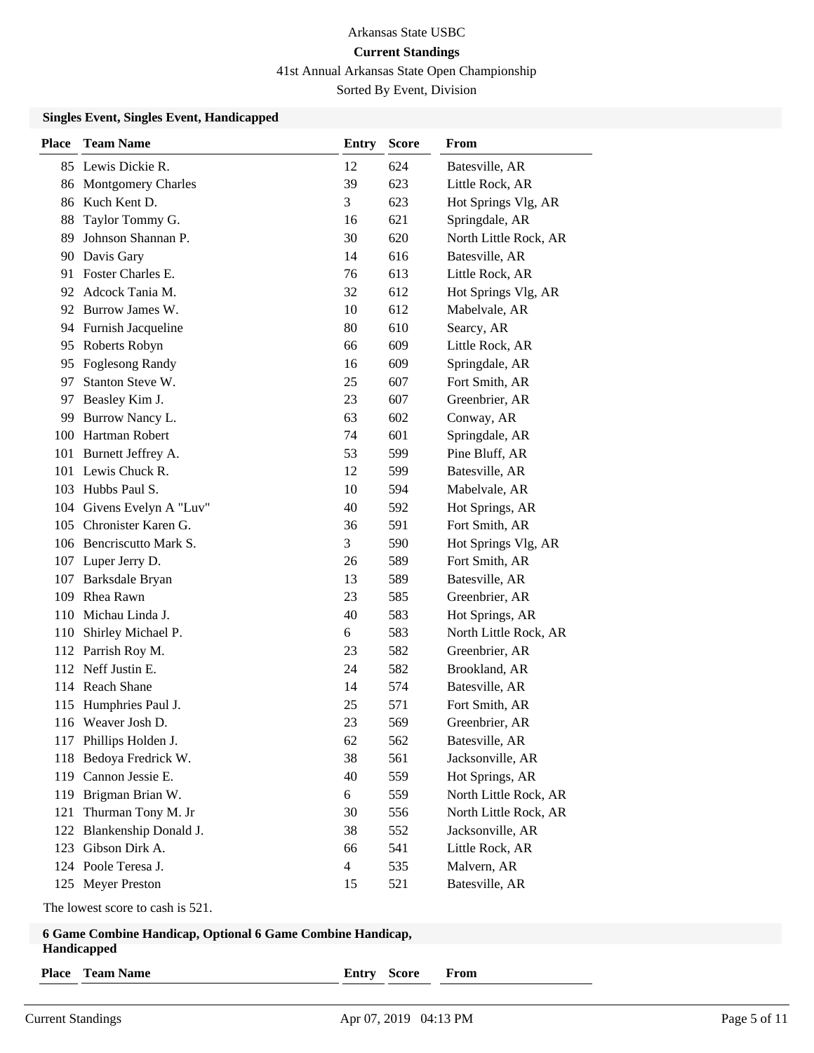Arkansas State USBC

**Current Standings**

41st Annual Arkansas State Open Championship

Sorted By Event, Division

**Singles Event, Singles Event, Handicapped**

| Place | Team Name | Entry | Score | From |
|---|---|---|---|---|
| 85 | Lewis Dickie R. | 12 | 624 | Batesville, AR |
| 86 | Montgomery Charles | 39 | 623 | Little Rock, AR |
| 86 | Kuch Kent D. | 3 | 623 | Hot Springs Vlg, AR |
| 88 | Taylor Tommy G. | 16 | 621 | Springdale, AR |
| 89 | Johnson Shannan P. | 30 | 620 | North Little Rock, AR |
| 90 | Davis Gary | 14 | 616 | Batesville, AR |
| 91 | Foster Charles E. | 76 | 613 | Little Rock, AR |
| 92 | Adcock Tania M. | 32 | 612 | Hot Springs Vlg, AR |
| 92 | Burrow James W. | 10 | 612 | Mabelvale, AR |
| 94 | Furnish Jacqueline | 80 | 610 | Searcy, AR |
| 95 | Roberts Robyn | 66 | 609 | Little Rock, AR |
| 95 | Foglesong Randy | 16 | 609 | Springdale, AR |
| 97 | Stanton Steve W. | 25 | 607 | Fort Smith, AR |
| 97 | Beasley Kim J. | 23 | 607 | Greenbrier, AR |
| 99 | Burrow Nancy L. | 63 | 602 | Conway, AR |
| 100 | Hartman Robert | 74 | 601 | Springdale, AR |
| 101 | Burnett Jeffrey A. | 53 | 599 | Pine Bluff, AR |
| 101 | Lewis Chuck R. | 12 | 599 | Batesville, AR |
| 103 | Hubbs Paul S. | 10 | 594 | Mabelvale, AR |
| 104 | Givens Evelyn A "Luv" | 40 | 592 | Hot Springs, AR |
| 105 | Chronister Karen G. | 36 | 591 | Fort Smith, AR |
| 106 | Bencriscutto Mark S. | 3 | 590 | Hot Springs Vlg, AR |
| 107 | Luper Jerry D. | 26 | 589 | Fort Smith, AR |
| 107 | Barksdale Bryan | 13 | 589 | Batesville, AR |
| 109 | Rhea Rawn | 23 | 585 | Greenbrier, AR |
| 110 | Michau Linda J. | 40 | 583 | Hot Springs, AR |
| 110 | Shirley Michael P. | 6 | 583 | North Little Rock, AR |
| 112 | Parrish Roy M. | 23 | 582 | Greenbrier, AR |
| 112 | Neff Justin E. | 24 | 582 | Brookland, AR |
| 114 | Reach Shane | 14 | 574 | Batesville, AR |
| 115 | Humphries Paul J. | 25 | 571 | Fort Smith, AR |
| 116 | Weaver Josh D. | 23 | 569 | Greenbrier, AR |
| 117 | Phillips Holden J. | 62 | 562 | Batesville, AR |
| 118 | Bedoya Fredrick W. | 38 | 561 | Jacksonville, AR |
| 119 | Cannon Jessie E. | 40 | 559 | Hot Springs, AR |
| 119 | Brigman Brian W. | 6 | 559 | North Little Rock, AR |
| 121 | Thurman Tony M. Jr | 30 | 556 | North Little Rock, AR |
| 122 | Blankenship Donald J. | 38 | 552 | Jacksonville, AR |
| 123 | Gibson Dirk A. | 66 | 541 | Little Rock, AR |
| 124 | Poole Teresa J. | 4 | 535 | Malvern, AR |
| 125 | Meyer Preston | 15 | 521 | Batesville, AR |

The lowest score to cash is 521.

**6 Game Combine Handicap, Optional 6 Game Combine Handicap, Handicapped**

| Place | Team Name | Entry | Score | From |
|---|---|---|---|---|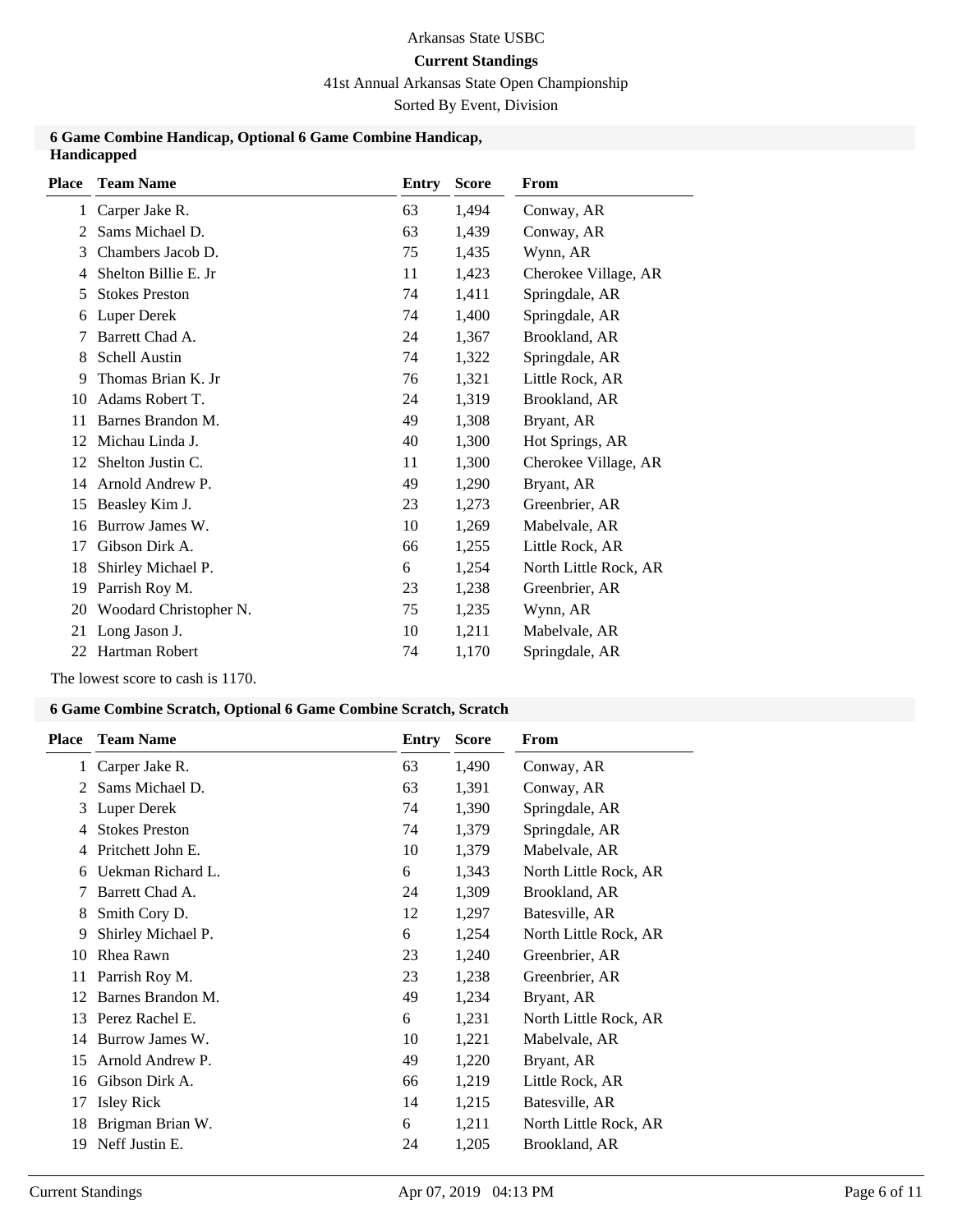Arkansas State USBC

**Current Standings**

41st Annual Arkansas State Open Championship

Sorted By Event, Division

### 6 Game Combine Handicap, Optional 6 Game Combine Handicap, Handicapped

| Place | Team Name | Entry | Score | From |
|---|---|---|---|---|
| 1 | Carper Jake R. | 63 | 1,494 | Conway, AR |
| 2 | Sams Michael D. | 63 | 1,439 | Conway, AR |
| 3 | Chambers Jacob D. | 75 | 1,435 | Wynn, AR |
| 4 | Shelton Billie E. Jr | 11 | 1,423 | Cherokee Village, AR |
| 5 | Stokes Preston | 74 | 1,411 | Springdale, AR |
| 6 | Luper Derek | 74 | 1,400 | Springdale, AR |
| 7 | Barrett Chad A. | 24 | 1,367 | Brookland, AR |
| 8 | Schell Austin | 74 | 1,322 | Springdale, AR |
| 9 | Thomas Brian K. Jr | 76 | 1,321 | Little Rock, AR |
| 10 | Adams Robert T. | 24 | 1,319 | Brookland, AR |
| 11 | Barnes Brandon M. | 49 | 1,308 | Bryant, AR |
| 12 | Michau Linda J. | 40 | 1,300 | Hot Springs, AR |
| 12 | Shelton Justin C. | 11 | 1,300 | Cherokee Village, AR |
| 14 | Arnold Andrew P. | 49 | 1,290 | Bryant, AR |
| 15 | Beasley Kim J. | 23 | 1,273 | Greenbrier, AR |
| 16 | Burrow James W. | 10 | 1,269 | Mabelvale, AR |
| 17 | Gibson Dirk A. | 66 | 1,255 | Little Rock, AR |
| 18 | Shirley Michael P. | 6 | 1,254 | North Little Rock, AR |
| 19 | Parrish Roy M. | 23 | 1,238 | Greenbrier, AR |
| 20 | Woodard Christopher N. | 75 | 1,235 | Wynn, AR |
| 21 | Long Jason J. | 10 | 1,211 | Mabelvale, AR |
| 22 | Hartman Robert | 74 | 1,170 | Springdale, AR |

The lowest score to cash is 1170.

### 6 Game Combine Scratch, Optional 6 Game Combine Scratch, Scratch

| Place | Team Name | Entry | Score | From |
|---|---|---|---|---|
| 1 | Carper Jake R. | 63 | 1,490 | Conway, AR |
| 2 | Sams Michael D. | 63 | 1,391 | Conway, AR |
| 3 | Luper Derek | 74 | 1,390 | Springdale, AR |
| 4 | Stokes Preston | 74 | 1,379 | Springdale, AR |
| 4 | Pritchett John E. | 10 | 1,379 | Mabelvale, AR |
| 6 | Uekman Richard L. | 6 | 1,343 | North Little Rock, AR |
| 7 | Barrett Chad A. | 24 | 1,309 | Brookland, AR |
| 8 | Smith Cory D. | 12 | 1,297 | Batesville, AR |
| 9 | Shirley Michael P. | 6 | 1,254 | North Little Rock, AR |
| 10 | Rhea Rawn | 23 | 1,240 | Greenbrier, AR |
| 11 | Parrish Roy M. | 23 | 1,238 | Greenbrier, AR |
| 12 | Barnes Brandon M. | 49 | 1,234 | Bryant, AR |
| 13 | Perez Rachel E. | 6 | 1,231 | North Little Rock, AR |
| 14 | Burrow James W. | 10 | 1,221 | Mabelvale, AR |
| 15 | Arnold Andrew P. | 49 | 1,220 | Bryant, AR |
| 16 | Gibson Dirk A. | 66 | 1,219 | Little Rock, AR |
| 17 | Isley Rick | 14 | 1,215 | Batesville, AR |
| 18 | Brigman Brian W. | 6 | 1,211 | North Little Rock, AR |
| 19 | Neff Justin E. | 24 | 1,205 | Brookland, AR |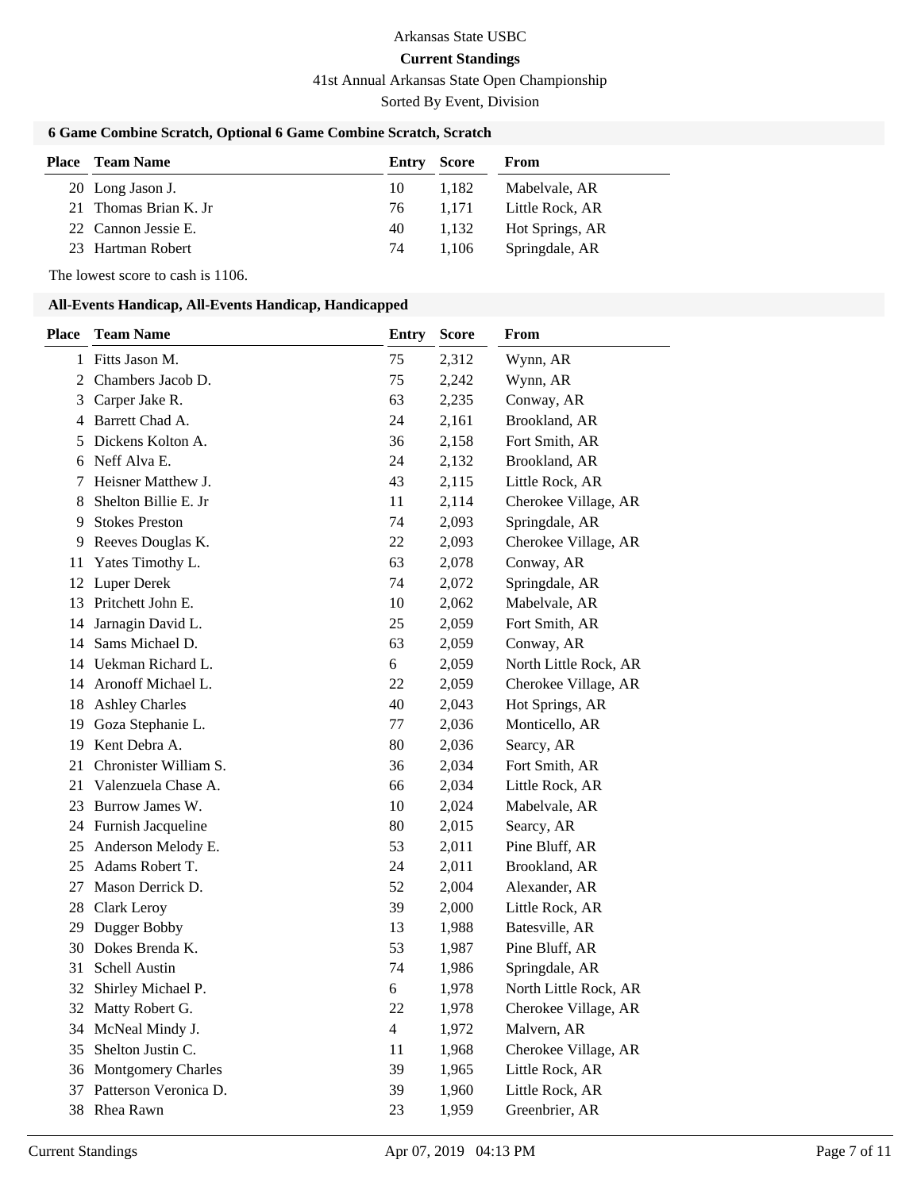Arkansas State USBC

**Current Standings**

41st Annual Arkansas State Open Championship

Sorted By Event, Division

### 6 Game Combine Scratch, Optional 6 Game Combine Scratch, Scratch

| Place | Team Name | Entry | Score | From |
|---|---|---|---|---|
| 20 | Long Jason J. | 10 | 1,182 | Mabelvale, AR |
| 21 | Thomas Brian K. Jr | 76 | 1,171 | Little Rock, AR |
| 22 | Cannon Jessie E. | 40 | 1,132 | Hot Springs, AR |
| 23 | Hartman Robert | 74 | 1,106 | Springdale, AR |

The lowest score to cash is 1106.

### All-Events Handicap, All-Events Handicap, Handicapped

| Place | Team Name | Entry | Score | From |
|---|---|---|---|---|
| 1 | Fitts Jason M. | 75 | 2,312 | Wynn, AR |
| 2 | Chambers Jacob D. | 75 | 2,242 | Wynn, AR |
| 3 | Carper Jake R. | 63 | 2,235 | Conway, AR |
| 4 | Barrett Chad A. | 24 | 2,161 | Brookland, AR |
| 5 | Dickens Kolton A. | 36 | 2,158 | Fort Smith, AR |
| 6 | Neff Alva E. | 24 | 2,132 | Brookland, AR |
| 7 | Heisner Matthew J. | 43 | 2,115 | Little Rock, AR |
| 8 | Shelton Billie E. Jr | 11 | 2,114 | Cherokee Village, AR |
| 9 | Stokes Preston | 74 | 2,093 | Springdale, AR |
| 9 | Reeves Douglas K. | 22 | 2,093 | Cherokee Village, AR |
| 11 | Yates Timothy L. | 63 | 2,078 | Conway, AR |
| 12 | Luper Derek | 74 | 2,072 | Springdale, AR |
| 13 | Pritchett John E. | 10 | 2,062 | Mabelvale, AR |
| 14 | Jarnagin David L. | 25 | 2,059 | Fort Smith, AR |
| 14 | Sams Michael D. | 63 | 2,059 | Conway, AR |
| 14 | Uekman Richard L. | 6 | 2,059 | North Little Rock, AR |
| 14 | Aronoff Michael L. | 22 | 2,059 | Cherokee Village, AR |
| 18 | Ashley Charles | 40 | 2,043 | Hot Springs, AR |
| 19 | Goza Stephanie L. | 77 | 2,036 | Monticello, AR |
| 19 | Kent Debra A. | 80 | 2,036 | Searcy, AR |
| 21 | Chronister William S. | 36 | 2,034 | Fort Smith, AR |
| 21 | Valenzuela Chase A. | 66 | 2,034 | Little Rock, AR |
| 23 | Burrow James W. | 10 | 2,024 | Mabelvale, AR |
| 24 | Furnish Jacqueline | 80 | 2,015 | Searcy, AR |
| 25 | Anderson Melody E. | 53 | 2,011 | Pine Bluff, AR |
| 25 | Adams Robert T. | 24 | 2,011 | Brookland, AR |
| 27 | Mason Derrick D. | 52 | 2,004 | Alexander, AR |
| 28 | Clark Leroy | 39 | 2,000 | Little Rock, AR |
| 29 | Dugger Bobby | 13 | 1,988 | Batesville, AR |
| 30 | Dokes Brenda K. | 53 | 1,987 | Pine Bluff, AR |
| 31 | Schell Austin | 74 | 1,986 | Springdale, AR |
| 32 | Shirley Michael P. | 6 | 1,978 | North Little Rock, AR |
| 32 | Matty Robert G. | 22 | 1,978 | Cherokee Village, AR |
| 34 | McNeal Mindy J. | 4 | 1,972 | Malvern, AR |
| 35 | Shelton Justin C. | 11 | 1,968 | Cherokee Village, AR |
| 36 | Montgomery Charles | 39 | 1,965 | Little Rock, AR |
| 37 | Patterson Veronica D. | 39 | 1,960 | Little Rock, AR |
| 38 | Rhea Rawn | 23 | 1,959 | Greenbrier, AR |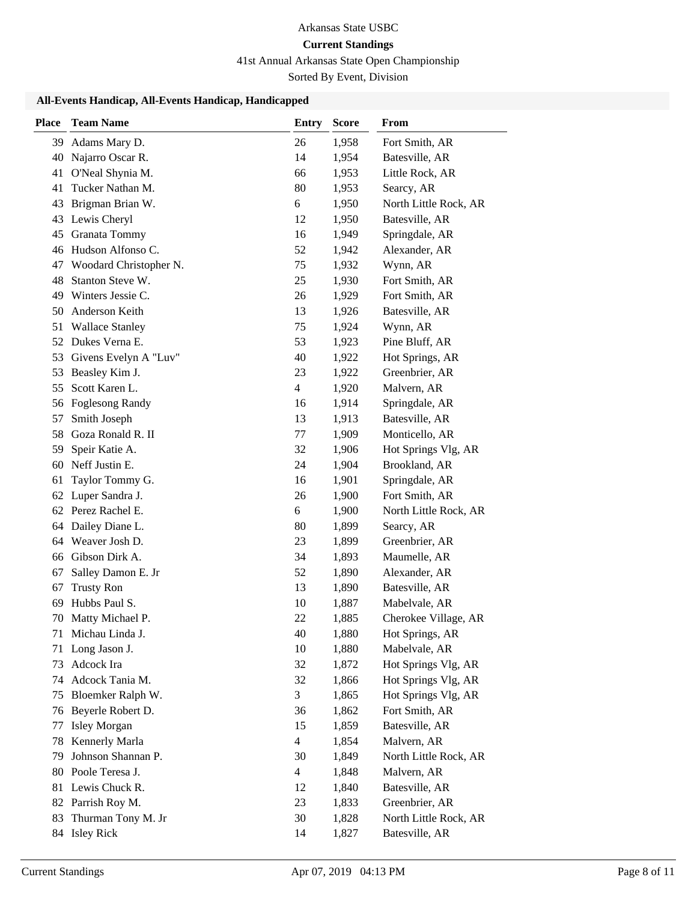Arkansas State USBC

**Current Standings**

41st Annual Arkansas State Open Championship

Sorted By Event, Division

### All-Events Handicap, All-Events Handicap, Handicapped

| Place | Team Name | Entry | Score | From |
|---|---|---|---|---|
| 39 | Adams Mary D. | 26 | 1,958 | Fort Smith, AR |
| 40 | Najarro Oscar R. | 14 | 1,954 | Batesville, AR |
| 41 | O'Neal Shynia M. | 66 | 1,953 | Little Rock, AR |
| 41 | Tucker Nathan M. | 80 | 1,953 | Searcy, AR |
| 43 | Brigman Brian W. | 6 | 1,950 | North Little Rock, AR |
| 43 | Lewis Cheryl | 12 | 1,950 | Batesville, AR |
| 45 | Granata Tommy | 16 | 1,949 | Springdale, AR |
| 46 | Hudson Alfonso C. | 52 | 1,942 | Alexander, AR |
| 47 | Woodard Christopher N. | 75 | 1,932 | Wynn, AR |
| 48 | Stanton Steve W. | 25 | 1,930 | Fort Smith, AR |
| 49 | Winters Jessie C. | 26 | 1,929 | Fort Smith, AR |
| 50 | Anderson Keith | 13 | 1,926 | Batesville, AR |
| 51 | Wallace Stanley | 75 | 1,924 | Wynn, AR |
| 52 | Dukes Verna E. | 53 | 1,923 | Pine Bluff, AR |
| 53 | Givens Evelyn A "Luv" | 40 | 1,922 | Hot Springs, AR |
| 53 | Beasley Kim J. | 23 | 1,922 | Greenbrier, AR |
| 55 | Scott Karen L. | 4 | 1,920 | Malvern, AR |
| 56 | Foglesong Randy | 16 | 1,914 | Springdale, AR |
| 57 | Smith Joseph | 13 | 1,913 | Batesville, AR |
| 58 | Goza Ronald R. II | 77 | 1,909 | Monticello, AR |
| 59 | Speir Katie A. | 32 | 1,906 | Hot Springs Vlg, AR |
| 60 | Neff Justin E. | 24 | 1,904 | Brookland, AR |
| 61 | Taylor Tommy G. | 16 | 1,901 | Springdale, AR |
| 62 | Luper Sandra J. | 26 | 1,900 | Fort Smith, AR |
| 62 | Perez Rachel E. | 6 | 1,900 | North Little Rock, AR |
| 64 | Dailey Diane L. | 80 | 1,899 | Searcy, AR |
| 64 | Weaver Josh D. | 23 | 1,899 | Greenbrier, AR |
| 66 | Gibson Dirk A. | 34 | 1,893 | Maumelle, AR |
| 67 | Salley Damon E. Jr | 52 | 1,890 | Alexander, AR |
| 67 | Trusty Ron | 13 | 1,890 | Batesville, AR |
| 69 | Hubbs Paul S. | 10 | 1,887 | Mabelvale, AR |
| 70 | Matty Michael P. | 22 | 1,885 | Cherokee Village, AR |
| 71 | Michau Linda J. | 40 | 1,880 | Hot Springs, AR |
| 71 | Long Jason J. | 10 | 1,880 | Mabelvale, AR |
| 73 | Adcock Ira | 32 | 1,872 | Hot Springs Vlg, AR |
| 74 | Adcock Tania M. | 32 | 1,866 | Hot Springs Vlg, AR |
| 75 | Bloemker Ralph W. | 3 | 1,865 | Hot Springs Vlg, AR |
| 76 | Beyerle Robert D. | 36 | 1,862 | Fort Smith, AR |
| 77 | Isley Morgan | 15 | 1,859 | Batesville, AR |
| 78 | Kennerly Marla | 4 | 1,854 | Malvern, AR |
| 79 | Johnson Shannan P. | 30 | 1,849 | North Little Rock, AR |
| 80 | Poole Teresa J. | 4 | 1,848 | Malvern, AR |
| 81 | Lewis Chuck R. | 12 | 1,840 | Batesville, AR |
| 82 | Parrish Roy M. | 23 | 1,833 | Greenbrier, AR |
| 83 | Thurman Tony M. Jr | 30 | 1,828 | North Little Rock, AR |
| 84 | Isley Rick | 14 | 1,827 | Batesville, AR |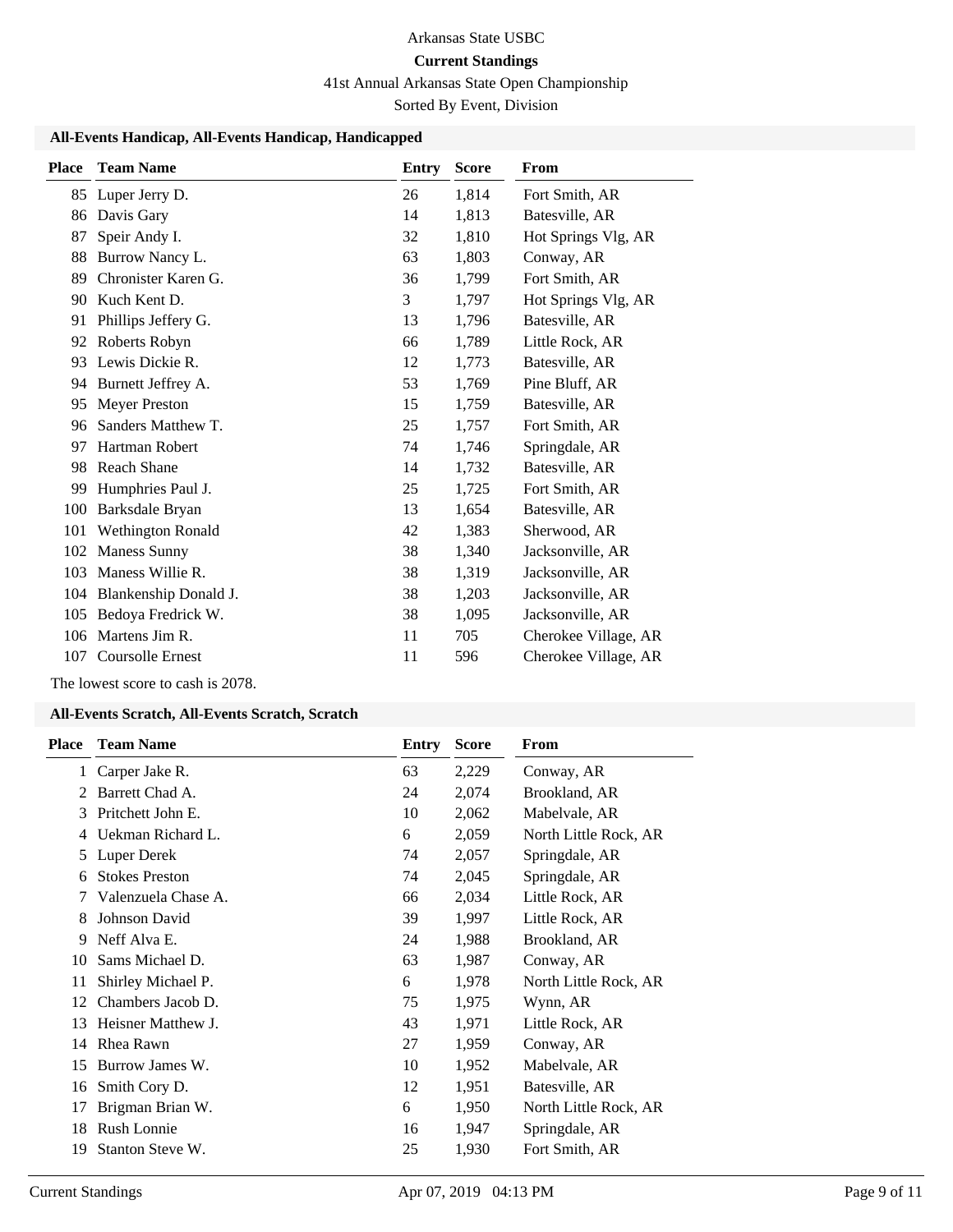Arkansas State USBC

**Current Standings**

41st Annual Arkansas State Open Championship

Sorted By Event, Division

### All-Events Handicap, All-Events Handicap, Handicapped

| Place | Team Name | Entry | Score | From |
|---|---|---|---|---|
| 85 | Luper Jerry D. | 26 | 1,814 | Fort Smith, AR |
| 86 | Davis Gary | 14 | 1,813 | Batesville, AR |
| 87 | Speir Andy I. | 32 | 1,810 | Hot Springs Vlg, AR |
| 88 | Burrow Nancy L. | 63 | 1,803 | Conway, AR |
| 89 | Chronister Karen G. | 36 | 1,799 | Fort Smith, AR |
| 90 | Kuch Kent D. | 3 | 1,797 | Hot Springs Vlg, AR |
| 91 | Phillips Jeffery G. | 13 | 1,796 | Batesville, AR |
| 92 | Roberts Robyn | 66 | 1,789 | Little Rock, AR |
| 93 | Lewis Dickie R. | 12 | 1,773 | Batesville, AR |
| 94 | Burnett Jeffrey A. | 53 | 1,769 | Pine Bluff, AR |
| 95 | Meyer Preston | 15 | 1,759 | Batesville, AR |
| 96 | Sanders Matthew T. | 25 | 1,757 | Fort Smith, AR |
| 97 | Hartman Robert | 74 | 1,746 | Springdale, AR |
| 98 | Reach Shane | 14 | 1,732 | Batesville, AR |
| 99 | Humphries Paul J. | 25 | 1,725 | Fort Smith, AR |
| 100 | Barksdale Bryan | 13 | 1,654 | Batesville, AR |
| 101 | Wethington Ronald | 42 | 1,383 | Sherwood, AR |
| 102 | Maness Sunny | 38 | 1,340 | Jacksonville, AR |
| 103 | Maness Willie R. | 38 | 1,319 | Jacksonville, AR |
| 104 | Blankenship Donald J. | 38 | 1,203 | Jacksonville, AR |
| 105 | Bedoya Fredrick W. | 38 | 1,095 | Jacksonville, AR |
| 106 | Martens Jim R. | 11 | 705 | Cherokee Village, AR |
| 107 | Coursolle Ernest | 11 | 596 | Cherokee Village, AR |

The lowest score to cash is 2078.

### All-Events Scratch, All-Events Scratch, Scratch

| Place | Team Name | Entry | Score | From |
|---|---|---|---|---|
| 1 | Carper Jake R. | 63 | 2,229 | Conway, AR |
| 2 | Barrett Chad A. | 24 | 2,074 | Brookland, AR |
| 3 | Pritchett John E. | 10 | 2,062 | Mabelvale, AR |
| 4 | Uekman Richard L. | 6 | 2,059 | North Little Rock, AR |
| 5 | Luper Derek | 74 | 2,057 | Springdale, AR |
| 6 | Stokes Preston | 74 | 2,045 | Springdale, AR |
| 7 | Valenzuela Chase A. | 66 | 2,034 | Little Rock, AR |
| 8 | Johnson David | 39 | 1,997 | Little Rock, AR |
| 9 | Neff Alva E. | 24 | 1,988 | Brookland, AR |
| 10 | Sams Michael D. | 63 | 1,987 | Conway, AR |
| 11 | Shirley Michael P. | 6 | 1,978 | North Little Rock, AR |
| 12 | Chambers Jacob D. | 75 | 1,975 | Wynn, AR |
| 13 | Heisner Matthew J. | 43 | 1,971 | Little Rock, AR |
| 14 | Rhea Rawn | 27 | 1,959 | Conway, AR |
| 15 | Burrow James W. | 10 | 1,952 | Mabelvale, AR |
| 16 | Smith Cory D. | 12 | 1,951 | Batesville, AR |
| 17 | Brigman Brian W. | 6 | 1,950 | North Little Rock, AR |
| 18 | Rush Lonnie | 16 | 1,947 | Springdale, AR |
| 19 | Stanton Steve W. | 25 | 1,930 | Fort Smith, AR |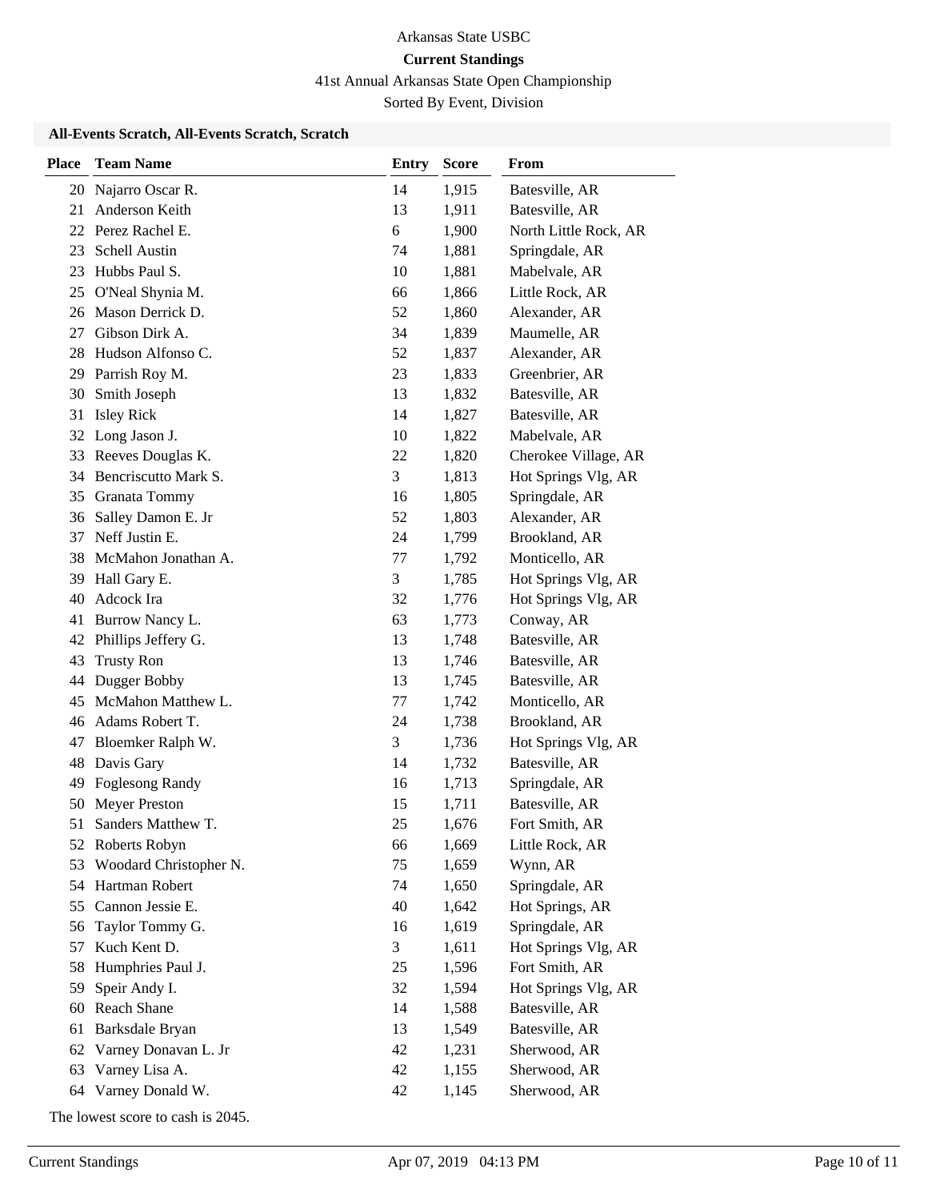Arkansas State USBC

**Current Standings**

41st Annual Arkansas State Open Championship

Sorted By Event, Division

### All-Events Scratch, All-Events Scratch, Scratch

| Place | Team Name | Entry | Score | From |
|---|---|---|---|---|
| 20 | Najarro Oscar R. | 14 | 1,915 | Batesville, AR |
| 21 | Anderson Keith | 13 | 1,911 | Batesville, AR |
| 22 | Perez Rachel E. | 6 | 1,900 | North Little Rock, AR |
| 23 | Schell Austin | 74 | 1,881 | Springdale, AR |
| 23 | Hubbs Paul S. | 10 | 1,881 | Mabelvale, AR |
| 25 | O'Neal Shynia M. | 66 | 1,866 | Little Rock, AR |
| 26 | Mason Derrick D. | 52 | 1,860 | Alexander, AR |
| 27 | Gibson Dirk A. | 34 | 1,839 | Maumelle, AR |
| 28 | Hudson Alfonso C. | 52 | 1,837 | Alexander, AR |
| 29 | Parrish Roy M. | 23 | 1,833 | Greenbrier, AR |
| 30 | Smith Joseph | 13 | 1,832 | Batesville, AR |
| 31 | Isley Rick | 14 | 1,827 | Batesville, AR |
| 32 | Long Jason J. | 10 | 1,822 | Mabelvale, AR |
| 33 | Reeves Douglas K. | 22 | 1,820 | Cherokee Village, AR |
| 34 | Bencriscutto Mark S. | 3 | 1,813 | Hot Springs Vlg, AR |
| 35 | Granata Tommy | 16 | 1,805 | Springdale, AR |
| 36 | Salley Damon E. Jr | 52 | 1,803 | Alexander, AR |
| 37 | Neff Justin E. | 24 | 1,799 | Brookland, AR |
| 38 | McMahon Jonathan A. | 77 | 1,792 | Monticello, AR |
| 39 | Hall Gary E. | 3 | 1,785 | Hot Springs Vlg, AR |
| 40 | Adcock Ira | 32 | 1,776 | Hot Springs Vlg, AR |
| 41 | Burrow Nancy L. | 63 | 1,773 | Conway, AR |
| 42 | Phillips Jeffery G. | 13 | 1,748 | Batesville, AR |
| 43 | Trusty Ron | 13 | 1,746 | Batesville, AR |
| 44 | Dugger Bobby | 13 | 1,745 | Batesville, AR |
| 45 | McMahon Matthew L. | 77 | 1,742 | Monticello, AR |
| 46 | Adams Robert T. | 24 | 1,738 | Brookland, AR |
| 47 | Bloemker Ralph W. | 3 | 1,736 | Hot Springs Vlg, AR |
| 48 | Davis Gary | 14 | 1,732 | Batesville, AR |
| 49 | Foglesong Randy | 16 | 1,713 | Springdale, AR |
| 50 | Meyer Preston | 15 | 1,711 | Batesville, AR |
| 51 | Sanders Matthew T. | 25 | 1,676 | Fort Smith, AR |
| 52 | Roberts Robyn | 66 | 1,669 | Little Rock, AR |
| 53 | Woodard Christopher N. | 75 | 1,659 | Wynn, AR |
| 54 | Hartman Robert | 74 | 1,650 | Springdale, AR |
| 55 | Cannon Jessie E. | 40 | 1,642 | Hot Springs, AR |
| 56 | Taylor Tommy G. | 16 | 1,619 | Springdale, AR |
| 57 | Kuch Kent D. | 3 | 1,611 | Hot Springs Vlg, AR |
| 58 | Humphries Paul J. | 25 | 1,596 | Fort Smith, AR |
| 59 | Speir Andy I. | 32 | 1,594 | Hot Springs Vlg, AR |
| 60 | Reach Shane | 14 | 1,588 | Batesville, AR |
| 61 | Barksdale Bryan | 13 | 1,549 | Batesville, AR |
| 62 | Varney Donavan L. Jr | 42 | 1,231 | Sherwood, AR |
| 63 | Varney Lisa A. | 42 | 1,155 | Sherwood, AR |
| 64 | Varney Donald W. | 42 | 1,145 | Sherwood, AR |

The lowest score to cash is 2045.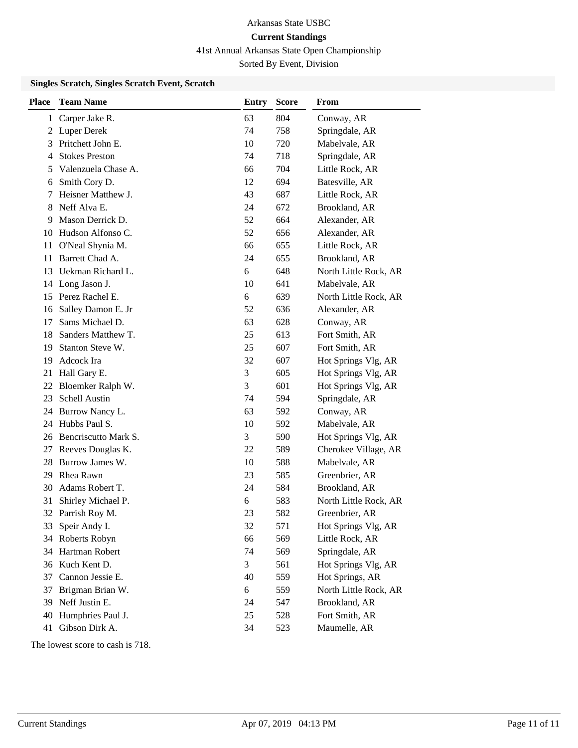Arkansas State USBC

**Current Standings**

41st Annual Arkansas State Open Championship

Sorted By Event, Division

**Singles Scratch, Singles Scratch Event, Scratch**

| Place | Team Name | Entry | Score | From |
|---|---|---|---|---|
| 1 | Carper Jake R. | 63 | 804 | Conway, AR |
| 2 | Luper Derek | 74 | 758 | Springdale, AR |
| 3 | Pritchett John E. | 10 | 720 | Mabelvale, AR |
| 4 | Stokes Preston | 74 | 718 | Springdale, AR |
| 5 | Valenzuela Chase A. | 66 | 704 | Little Rock, AR |
| 6 | Smith Cory D. | 12 | 694 | Batesville, AR |
| 7 | Heisner Matthew J. | 43 | 687 | Little Rock, AR |
| 8 | Neff Alva E. | 24 | 672 | Brookland, AR |
| 9 | Mason Derrick D. | 52 | 664 | Alexander, AR |
| 10 | Hudson Alfonso C. | 52 | 656 | Alexander, AR |
| 11 | O'Neal Shynia M. | 66 | 655 | Little Rock, AR |
| 11 | Barrett Chad A. | 24 | 655 | Brookland, AR |
| 13 | Uekman Richard L. | 6 | 648 | North Little Rock, AR |
| 14 | Long Jason J. | 10 | 641 | Mabelvale, AR |
| 15 | Perez Rachel E. | 6 | 639 | North Little Rock, AR |
| 16 | Salley Damon E. Jr | 52 | 636 | Alexander, AR |
| 17 | Sams Michael D. | 63 | 628 | Conway, AR |
| 18 | Sanders Matthew T. | 25 | 613 | Fort Smith, AR |
| 19 | Stanton Steve W. | 25 | 607 | Fort Smith, AR |
| 19 | Adcock Ira | 32 | 607 | Hot Springs Vlg, AR |
| 21 | Hall Gary E. | 3 | 605 | Hot Springs Vlg, AR |
| 22 | Bloemker Ralph W. | 3 | 601 | Hot Springs Vlg, AR |
| 23 | Schell Austin | 74 | 594 | Springdale, AR |
| 24 | Burrow Nancy L. | 63 | 592 | Conway, AR |
| 24 | Hubbs Paul S. | 10 | 592 | Mabelvale, AR |
| 26 | Bencriscutto Mark S. | 3 | 590 | Hot Springs Vlg, AR |
| 27 | Reeves Douglas K. | 22 | 589 | Cherokee Village, AR |
| 28 | Burrow James W. | 10 | 588 | Mabelvale, AR |
| 29 | Rhea Rawn | 23 | 585 | Greenbrier, AR |
| 30 | Adams Robert T. | 24 | 584 | Brookland, AR |
| 31 | Shirley Michael P. | 6 | 583 | North Little Rock, AR |
| 32 | Parrish Roy M. | 23 | 582 | Greenbrier, AR |
| 33 | Speir Andy I. | 32 | 571 | Hot Springs Vlg, AR |
| 34 | Roberts Robyn | 66 | 569 | Little Rock, AR |
| 34 | Hartman Robert | 74 | 569 | Springdale, AR |
| 36 | Kuch Kent D. | 3 | 561 | Hot Springs Vlg, AR |
| 37 | Cannon Jessie E. | 40 | 559 | Hot Springs, AR |
| 37 | Brigman Brian W. | 6 | 559 | North Little Rock, AR |
| 39 | Neff Justin E. | 24 | 547 | Brookland, AR |
| 40 | Humphries Paul J. | 25 | 528 | Fort Smith, AR |
| 41 | Gibson Dirk A. | 34 | 523 | Maumelle, AR |

The lowest score to cash is 718.